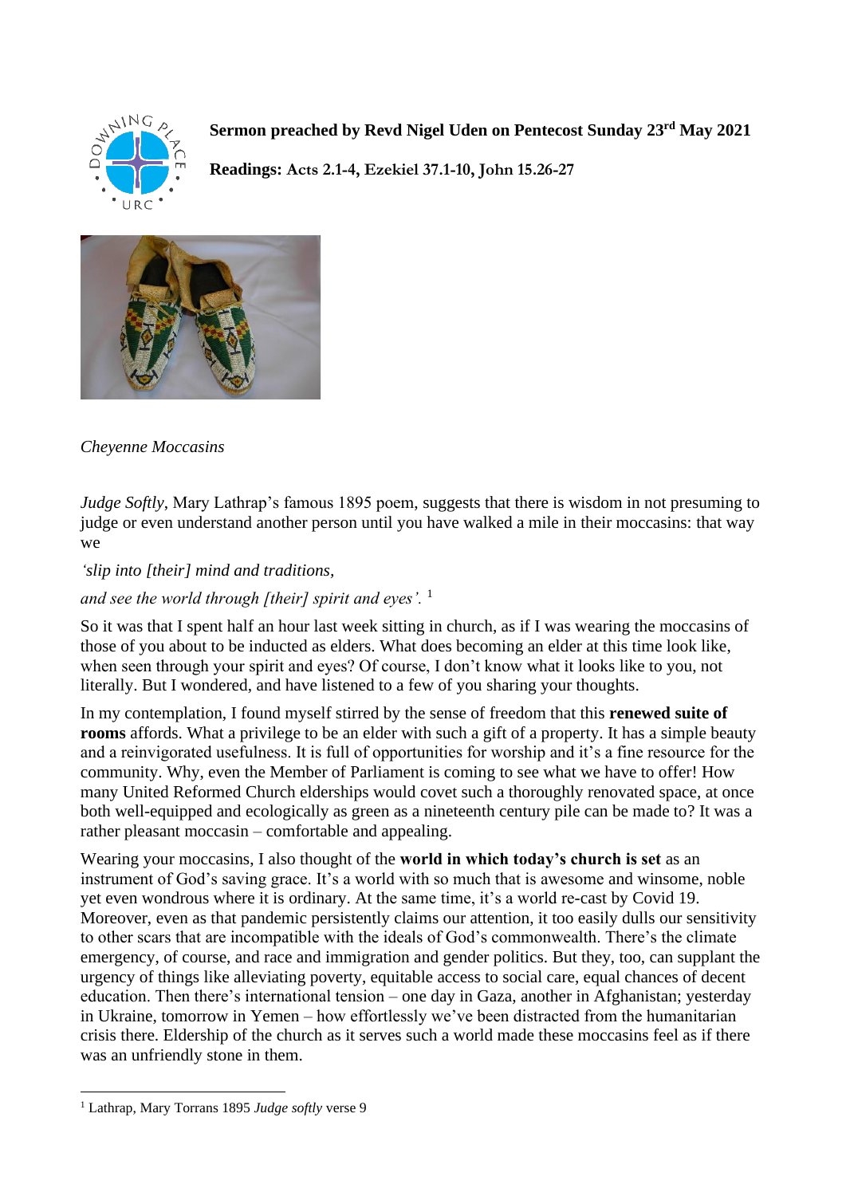**Sermon preached by Revd Nigel Uden on Pentecost Sunday 23rd May 2021**

**Readings:** Acts 2.1-4, Ezekiel 37.1-10, John 15.26-27

*Cheyenne Moccasins*

*Judge Softly*, Mary Lathrap's famous 1895 poem, suggests that there is wisdom in not presuming to judge or even understand another person until you have walked a mile in their moccasins: that way we

*'slip into [their] mind and traditions,*

*and see the world through [their] spirit and eyes'.* [1]

So it was that I spent half an hour last week sitting in church, as if I was wearing the moccasins of those of you about to be inducted as elders. What does becoming an elder at this time look like, when seen through your spirit and eyes? Of course, I don't know what it looks like to you, not literally. But I wondered, and have listened to a few of you sharing your thoughts.

In my contemplation, I found myself stirred by the sense of freedom that this **renewed suite of rooms** affords. What a privilege to be an elder with such a gift of a property. It has a simple beauty and a reinvigorated usefulness. It is full of opportunities for worship and it's a fine resource for the community. Why, even the Member of Parliament is coming to see what we have to offer! How many United Reformed Church elderships would covet such a thoroughly renovated space, at once both well-equipped and ecologically as green as a nineteenth century pile can be made to? It was a rather pleasant moccasin – comfortable and appealing.

Wearing your moccasins, I also thought of the **world in which today's church is set** as an instrument of God's saving grace. It's a world with so much that is awesome and winsome, noble yet even wondrous where it is ordinary. At the same time, it's a world re-cast by Covid 19. Moreover, even as that pandemic persistently claims our attention, it too easily dulls our sensitivity to other scars that are incompatible with the ideals of God's commonwealth. There's the climate emergency, of course, and race and immigration and gender politics. But they, too, can supplant the urgency of things like alleviating poverty, equitable access to social care, equal chances of decent education. Then there's international tension – one day in Gaza, another in Afghanistan; yesterday in Ukraine, tomorrow in Yemen – how effortlessly we've been distracted from the humanitarian crisis there. Eldership of the church as it serves such a world made these moccasins feel as if there was an unfriendly stone in them.

---

[1] Lathrap, Mary Torrans 1895 *Judge softly* verse 9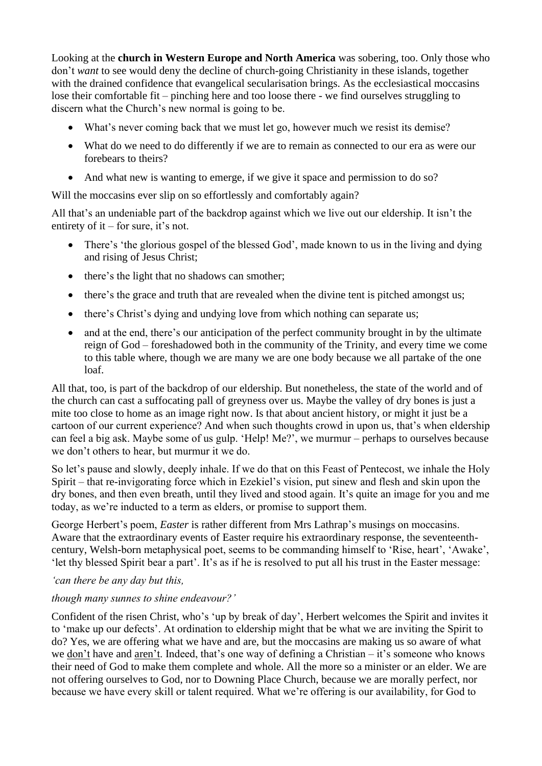Looking at the **church in Western Europe and North America** was sobering, too. Only those who don't *want* to see would deny the decline of church-going Christianity in these islands, together with the drained confidence that evangelical secularisation brings. As the ecclesiastical moccasins lose their comfortable fit – pinching here and too loose there - we find ourselves struggling to discern what the Church's new normal is going to be.

- What's never coming back that we must let go, however much we resist its demise?
- What do we need to do differently if we are to remain as connected to our era as were our forebears to theirs?
- And what new is wanting to emerge, if we give it space and permission to do so?

Will the moccasins ever slip on so effortlessly and comfortably again?

All that's an undeniable part of the backdrop against which we live out our eldership. It isn't the entirety of it – for sure, it's not.

- There's 'the glorious gospel of the blessed God', made known to us in the living and dying and rising of Jesus Christ;
- there's the light that no shadows can smother;
- there's the grace and truth that are revealed when the divine tent is pitched amongst us;
- there's Christ's dying and undying love from which nothing can separate us;
- and at the end, there's our anticipation of the perfect community brought in by the ultimate reign of God – foreshadowed both in the community of the Trinity, and every time we come to this table where, though we are many we are one body because we all partake of the one loaf.

All that, too, is part of the backdrop of our eldership. But nonetheless, the state of the world and of the church can cast a suffocating pall of greyness over us. Maybe the valley of dry bones is just a mite too close to home as an image right now. Is that about ancient history, or might it just be a cartoon of our current experience? And when such thoughts crowd in upon us, that's when eldership can feel a big ask. Maybe some of us gulp. 'Help! Me?', we murmur – perhaps to ourselves because we don't others to hear, but murmur it we do.

So let's pause and slowly, deeply inhale. If we do that on this Feast of Pentecost, we inhale the Holy Spirit – that re-invigorating force which in Ezekiel's vision, put sinew and flesh and skin upon the dry bones, and then even breath, until they lived and stood again. It's quite an image for you and me today, as we're inducted to a term as elders, or promise to support them.

George Herbert's poem, *Easter* is rather different from Mrs Lathrap's musings on moccasins. Aware that the extraordinary events of Easter require his extraordinary response, the seventeenth-century, Welsh-born metaphysical poet, seems to be commanding himself to 'Rise, heart', 'Awake', 'let thy blessed Spirit bear a part'. It's as if he is resolved to put all his trust in the Easter message:

*'can there be any day but this,*

*though many sunnes to shine endeavour?'*

Confident of the risen Christ, who's 'up by break of day', Herbert welcomes the Spirit and invites it to 'make up our defects'. At ordination to eldership might that be what we are inviting the Spirit to do? Yes, we are offering what we have and are, but the moccasins are making us so aware of what we <u>don't</u> have and <u>aren't</u>. Indeed, that's one way of defining a Christian – it's someone who knows their need of God to make them complete and whole. All the more so a minister or an elder. We are not offering ourselves to God, nor to Downing Place Church, because we are morally perfect, nor because we have every skill or talent required. What we're offering is our availability, for God to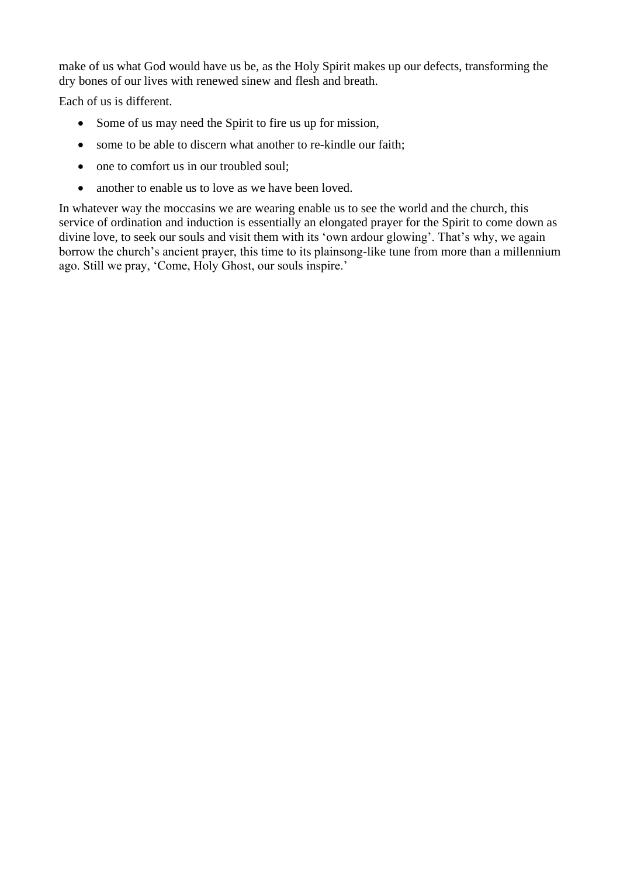make of us what God would have us be, as the Holy Spirit makes up our defects, transforming the dry bones of our lives with renewed sinew and flesh and breath.

Each of us is different.

- Some of us may need the Spirit to fire us up for mission,
- some to be able to discern what another to re-kindle our faith;
- one to comfort us in our troubled soul;
- another to enable us to love as we have been loved.

In whatever way the moccasins we are wearing enable us to see the world and the church, this service of ordination and induction is essentially an elongated prayer for the Spirit to come down as divine love, to seek our souls and visit them with its 'own ardour glowing'. That's why, we again borrow the church's ancient prayer, this time to its plainsong-like tune from more than a millennium ago. Still we pray, 'Come, Holy Ghost, our souls inspire.'